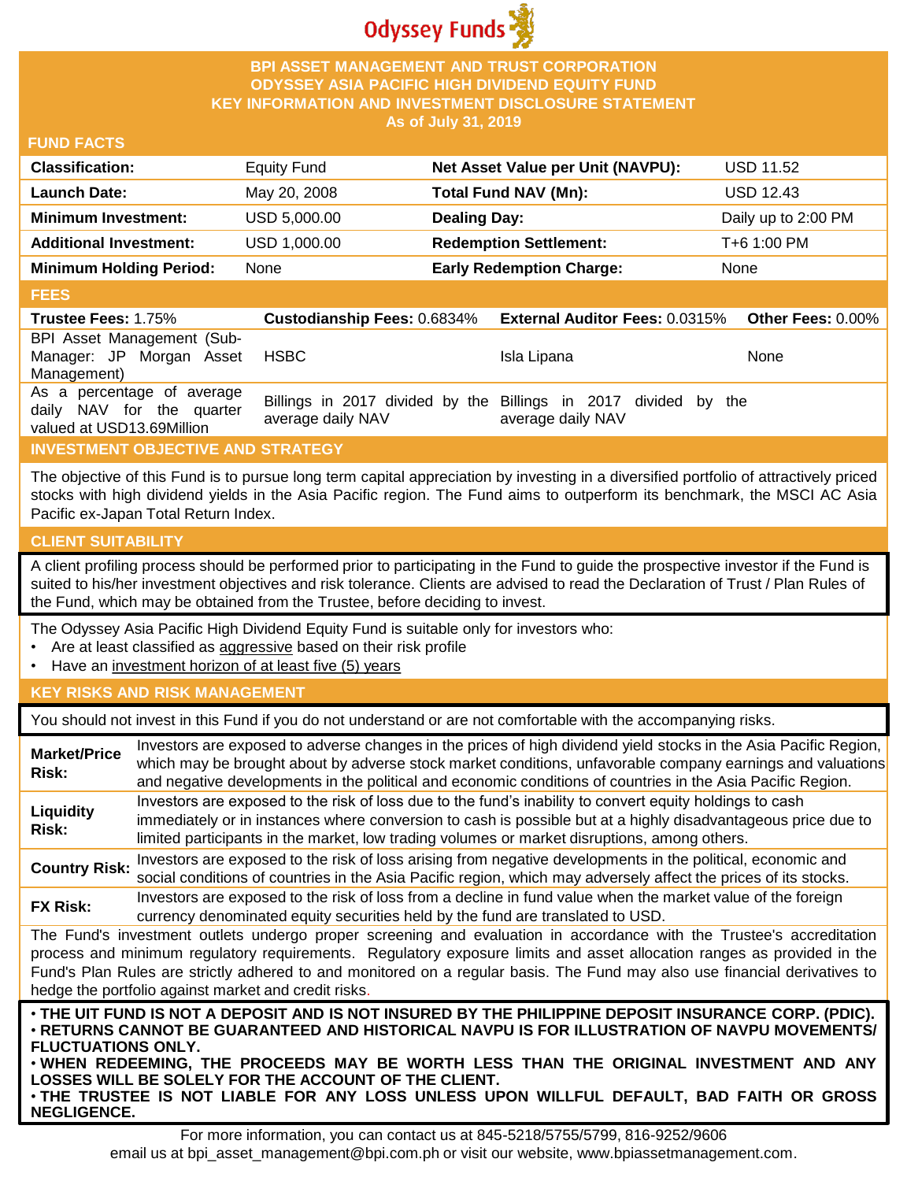Odyssey Funds

# BPI ASSET MANAGEMENT AND TRUST CORPORATION
# ODYSSEY ASIA PACIFIC HIGH DIVIDEND EQUITY FUND
## KEY INFORMATION AND INVESTMENT DISCLOSURE STATEMENT
### As of July 31, 2019

## FUND FACTS

| | | | |
|---|---|---|---|
| **Classification:** | Equity Fund | **Net Asset Value per Unit (NAVPU):** | USD 11.52 |
| **Launch Date:** | May 20, 2008 | **Total Fund NAV (Mn):** | USD 12.43 |
| **Minimum Investment:** | USD 5,000.00 | **Dealing Day:** | Daily up to 2:00 PM |
| **Additional Investment:** | USD 1,000.00 | **Redemption Settlement:** | T+6 1:00 PM |
| **Minimum Holding Period:** | None | **Early Redemption Charge:** | None |

## FEES

| **Trustee Fees:** 1.75% | **Custodianship Fees:** 0.6834% | **External Auditor Fees:** 0.0315% | **Other Fees:** 0.00% |
|---|---|---|---|
| BPI Asset Management (Sub-Manager: JP Morgan Asset Management) | HSBC | Isla Lipana | None |
| As a percentage of average daily NAV for the quarter valued at USD13.69Million | Billings in 2017 divided by the average daily NAV | Billings in 2017 divided by the average daily NAV | |

## INVESTMENT OBJECTIVE AND STRATEGY

The objective of this Fund is to pursue long term capital appreciation by investing in a diversified portfolio of attractively priced stocks with high dividend yields in the Asia Pacific region. The Fund aims to outperform its benchmark, the MSCI AC Asia Pacific ex-Japan Total Return Index.

## CLIENT SUITABILITY

A client profiling process should be performed prior to participating in the Fund to guide the prospective investor if the Fund is suited to his/her investment objectives and risk tolerance. Clients are advised to read the Declaration of Trust / Plan Rules of the Fund, which may be obtained from the Trustee, before deciding to invest.

The Odyssey Asia Pacific High Dividend Equity Fund is suitable only for investors who:

- Are at least classified as aggressive based on their risk profile
- Have an investment horizon of at least five (5) years

## KEY RISKS AND RISK MANAGEMENT

You should not invest in this Fund if you do not understand or are not comfortable with the accompanying risks.

| | |
|---|---|
| **Market/Price Risk:** | Investors are exposed to adverse changes in the prices of high dividend yield stocks in the Asia Pacific Region, which may be brought about by adverse stock market conditions, unfavorable company earnings and valuations and negative developments in the political and economic conditions of countries in the Asia Pacific Region. |
| **Liquidity Risk:** | Investors are exposed to the risk of loss due to the fund's inability to convert equity holdings to cash immediately or in instances where conversion to cash is possible but at a highly disadvantageous price due to limited participants in the market, low trading volumes or market disruptions, among others. |
| **Country Risk:** | Investors are exposed to the risk of loss arising from negative developments in the political, economic and social conditions of countries in the Asia Pacific region, which may adversely affect the prices of its stocks. |
| **FX Risk:** | Investors are exposed to the risk of loss from a decline in fund value when the market value of the foreign currency denominated equity securities held by the fund are translated to USD. |

The Fund's investment outlets undergo proper screening and evaluation in accordance with the Trustee's accreditation process and minimum regulatory requirements. Regulatory exposure limits and asset allocation ranges as provided in the Fund's Plan Rules are strictly adhered to and monitored on a regular basis. The Fund may also use financial derivatives to hedge the portfolio against market and credit risks.

**• THE UIT FUND IS NOT A DEPOSIT AND IS NOT INSURED BY THE PHILIPPINE DEPOSIT INSURANCE CORP. (PDIC).**
**• RETURNS CANNOT BE GUARANTEED AND HISTORICAL NAVPU IS FOR ILLUSTRATION OF NAVPU MOVEMENTS/ FLUCTUATIONS ONLY.**
**• WHEN REDEEMING, THE PROCEEDS MAY BE WORTH LESS THAN THE ORIGINAL INVESTMENT AND ANY LOSSES WILL BE SOLELY FOR THE ACCOUNT OF THE CLIENT.**
**• THE TRUSTEE IS NOT LIABLE FOR ANY LOSS UNLESS UPON WILLFUL DEFAULT, BAD FAITH OR GROSS NEGLIGENCE.**

For more information, you can contact us at 845-5218/5755/5799, 816-9252/9606
email us at bpi_asset_management@bpi.com.ph or visit our website, www.bpiassetmanagement.com.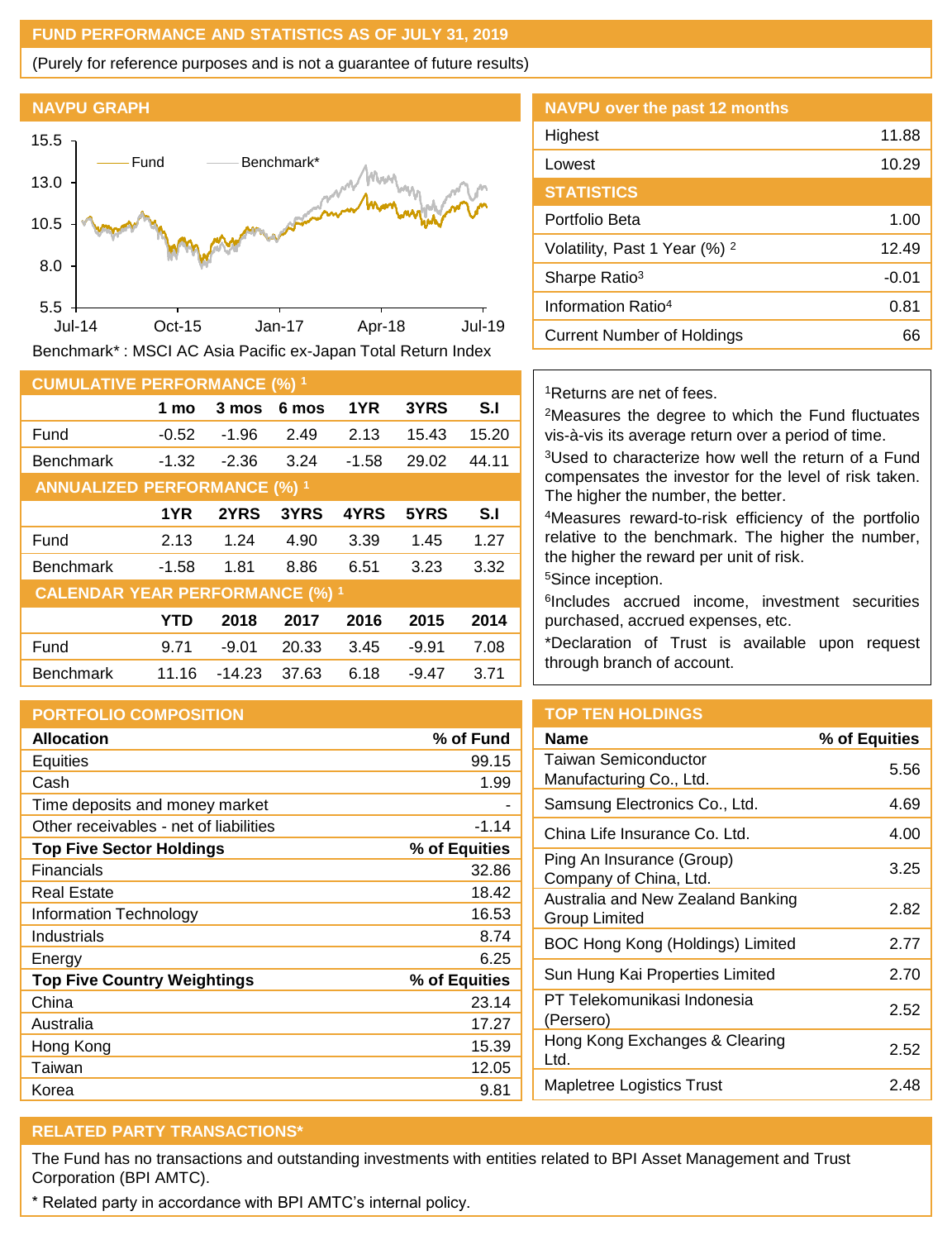## FUND PERFORMANCE AND STATISTICS AS OF JULY 31, 2019

(Purely for reference purposes and is not a guarantee of future results)

### NAVPU GRAPH

Benchmark* : MSCI AC Asia Pacific ex-Japan Total Return Index

### NAVPU over the past 12 months

| | |
|---|---|
| Highest | 11.88 |
| Lowest | 10.29 |

### STATISTICS

| | |
|---|---|
| Portfolio Beta | 1.00 |
| Volatility, Past 1 Year (%) [2] | 12.49 |
| Sharpe Ratio[3] | -0.01 |
| Information Ratio[4] | 0.81 |
| Current Number of Holdings | 66 |

### CUMULATIVE PERFORMANCE (%) [1]

| | 1 mo | 3 mos | 6 mos | 1YR | 3YRS | S.I |
|---|---|---|---|---|---|---|
| Fund | -0.52 | -1.96 | 2.49 | 2.13 | 15.43 | 15.20 |
| Benchmark | -1.32 | -2.36 | 3.24 | -1.58 | 29.02 | 44.11 |

### ANNUALIZED PERFORMANCE (%) [1]

| | 1YR | 2YRS | 3YRS | 4YRS | 5YRS | S.I |
|---|---|---|---|---|---|---|
| Fund | 2.13 | 1.24 | 4.90 | 3.39 | 1.45 | 1.27 |
| Benchmark | -1.58 | 1.81 | 8.86 | 6.51 | 3.23 | 3.32 |

### CALENDAR YEAR PERFORMANCE (%) [1]

| | YTD | 2018 | 2017 | 2016 | 2015 | 2014 |
|---|---|---|---|---|---|---|
| Fund | 9.71 | -9.01 | 20.33 | 3.45 | -9.91 | 7.08 |
| Benchmark | 11.16 | -14.23 | 37.63 | 6.18 | -9.47 | 3.71 |

[1]Returns are net of fees.

[2]Measures the degree to which the Fund fluctuates vis-à-vis its average return over a period of time.

[3]Used to characterize how well the return of a Fund compensates the investor for the level of risk taken. The higher the number, the better.

[4]Measures reward-to-risk efficiency of the portfolio relative to the benchmark. The higher the number, the higher the reward per unit of risk.

[5]Since inception.

[6]Includes accrued income, investment securities purchased, accrued expenses, etc.

*Declaration of Trust is available upon request through branch of account.

### PORTFOLIO COMPOSITION

| Allocation | % of Fund |
|---|---|
| Equities | 99.15 |
| Cash | 1.99 |
| Time deposits and money market | - |
| Other receivables - net of liabilities | -1.14 |
| **Top Five Sector Holdings** | **% of Equities** |
| Financials | 32.86 |
| Real Estate | 18.42 |
| Information Technology | 16.53 |
| Industrials | 8.74 |
| Energy | 6.25 |
| **Top Five Country Weightings** | **% of Equities** |
| China | 23.14 |
| Australia | 17.27 |
| Hong Kong | 15.39 |
| Taiwan | 12.05 |
| Korea | 9.81 |

### TOP TEN HOLDINGS

| Name | % of Equities |
|---|---|
| Taiwan Semiconductor Manufacturing Co., Ltd. | 5.56 |
| Samsung Electronics Co., Ltd. | 4.69 |
| China Life Insurance Co. Ltd. | 4.00 |
| Ping An Insurance (Group) Company of China, Ltd. | 3.25 |
| Australia and New Zealand Banking Group Limited | 2.82 |
| BOC Hong Kong (Holdings) Limited | 2.77 |
| Sun Hung Kai Properties Limited | 2.70 |
| PT Telekomunikasi Indonesia (Persero) | 2.52 |
| Hong Kong Exchanges & Clearing Ltd. | 2.52 |
| Mapletree Logistics Trust | 2.48 |

### RELATED PARTY TRANSACTIONS*

The Fund has no transactions and outstanding investments with entities related to BPI Asset Management and Trust Corporation (BPI AMTC).

* Related party in accordance with BPI AMTC's internal policy.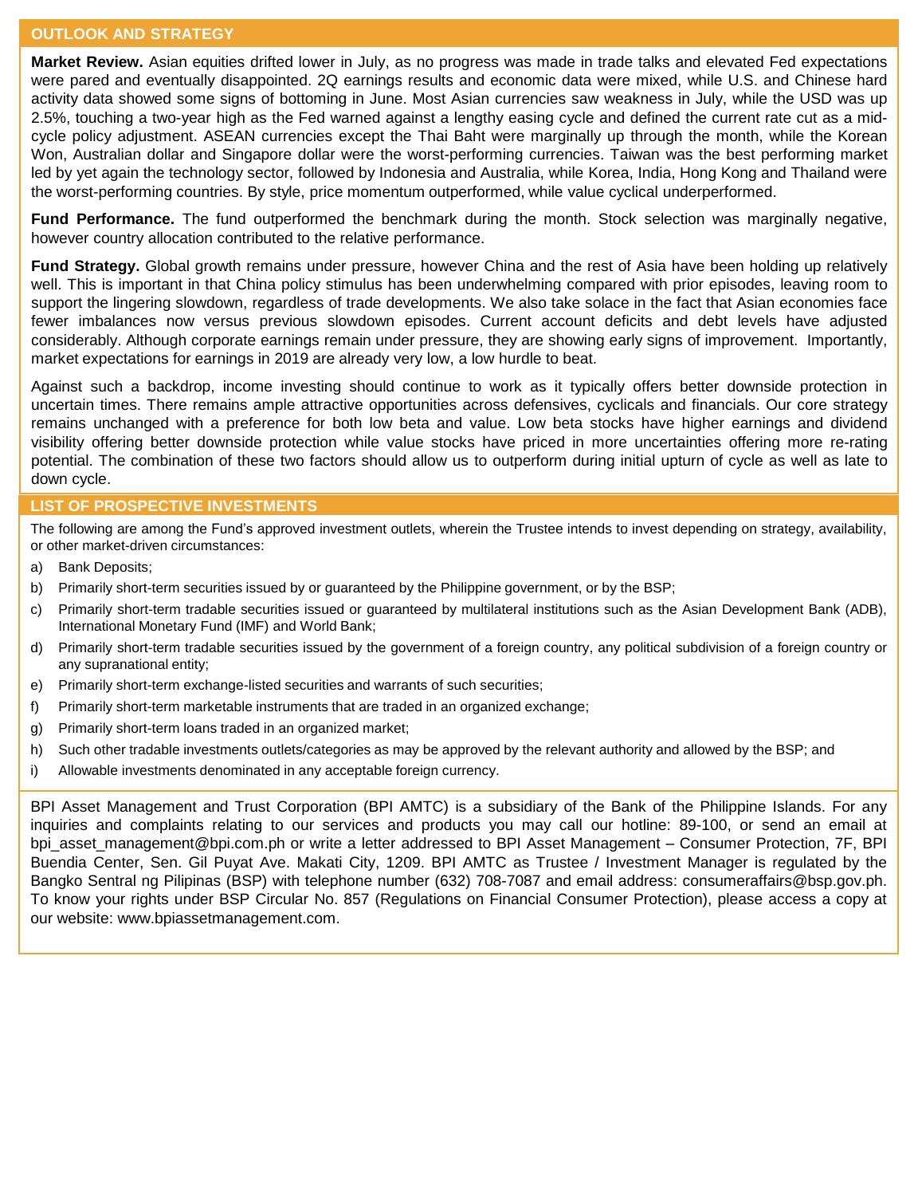## OUTLOOK AND STRATEGY

**Market Review.** Asian equities drifted lower in July, as no progress was made in trade talks and elevated Fed expectations were pared and eventually disappointed. 2Q earnings results and economic data were mixed, while U.S. and Chinese hard activity data showed some signs of bottoming in June. Most Asian currencies saw weakness in July, while the USD was up 2.5%, touching a two-year high as the Fed warned against a lengthy easing cycle and defined the current rate cut as a mid-cycle policy adjustment. ASEAN currencies except the Thai Baht were marginally up through the month, while the Korean Won, Australian dollar and Singapore dollar were the worst-performing currencies. Taiwan was the best performing market led by yet again the technology sector, followed by Indonesia and Australia, while Korea, India, Hong Kong and Thailand were the worst-performing countries. By style, price momentum outperformed, while value cyclical underperformed.

**Fund Performance.** The fund outperformed the benchmark during the month. Stock selection was marginally negative, however country allocation contributed to the relative performance.

**Fund Strategy.** Global growth remains under pressure, however China and the rest of Asia have been holding up relatively well. This is important in that China policy stimulus has been underwhelming compared with prior episodes, leaving room to support the lingering slowdown, regardless of trade developments. We also take solace in the fact that Asian economies face fewer imbalances now versus previous slowdown episodes. Current account deficits and debt levels have adjusted considerably. Although corporate earnings remain under pressure, they are showing early signs of improvement. Importantly, market expectations for earnings in 2019 are already very low, a low hurdle to beat.

Against such a backdrop, income investing should continue to work as it typically offers better downside protection in uncertain times. There remains ample attractive opportunities across defensives, cyclicals and financials. Our core strategy remains unchanged with a preference for both low beta and value. Low beta stocks have higher earnings and dividend visibility offering better downside protection while value stocks have priced in more uncertainties offering more re-rating potential. The combination of these two factors should allow us to outperform during initial upturn of cycle as well as late to down cycle.

## LIST OF PROSPECTIVE INVESTMENTS

The following are among the Fund's approved investment outlets, wherein the Trustee intends to invest depending on strategy, availability, or other market-driven circumstances:

a) Bank Deposits;
b) Primarily short-term securities issued by or guaranteed by the Philippine government, or by the BSP;
c) Primarily short-term tradable securities issued or guaranteed by multilateral institutions such as the Asian Development Bank (ADB), International Monetary Fund (IMF) and World Bank;
d) Primarily short-term tradable securities issued by the government of a foreign country, any political subdivision of a foreign country or any supranational entity;
e) Primarily short-term exchange-listed securities and warrants of such securities;
f) Primarily short-term marketable instruments that are traded in an organized exchange;
g) Primarily short-term loans traded in an organized market;
h) Such other tradable investments outlets/categories as may be approved by the relevant authority and allowed by the BSP; and
i) Allowable investments denominated in any acceptable foreign currency.

BPI Asset Management and Trust Corporation (BPI AMTC) is a subsidiary of the Bank of the Philippine Islands. For any inquiries and complaints relating to our services and products you may call our hotline: 89-100, or send an email at bpi_asset_management@bpi.com.ph or write a letter addressed to BPI Asset Management – Consumer Protection, 7F, BPI Buendia Center, Sen. Gil Puyat Ave. Makati City, 1209. BPI AMTC as Trustee / Investment Manager is regulated by the Bangko Sentral ng Pilipinas (BSP) with telephone number (632) 708-7087 and email address: consumeraffairs@bsp.gov.ph. To know your rights under BSP Circular No. 857 (Regulations on Financial Consumer Protection), please access a copy at our website: www.bpiassetmanagement.com.